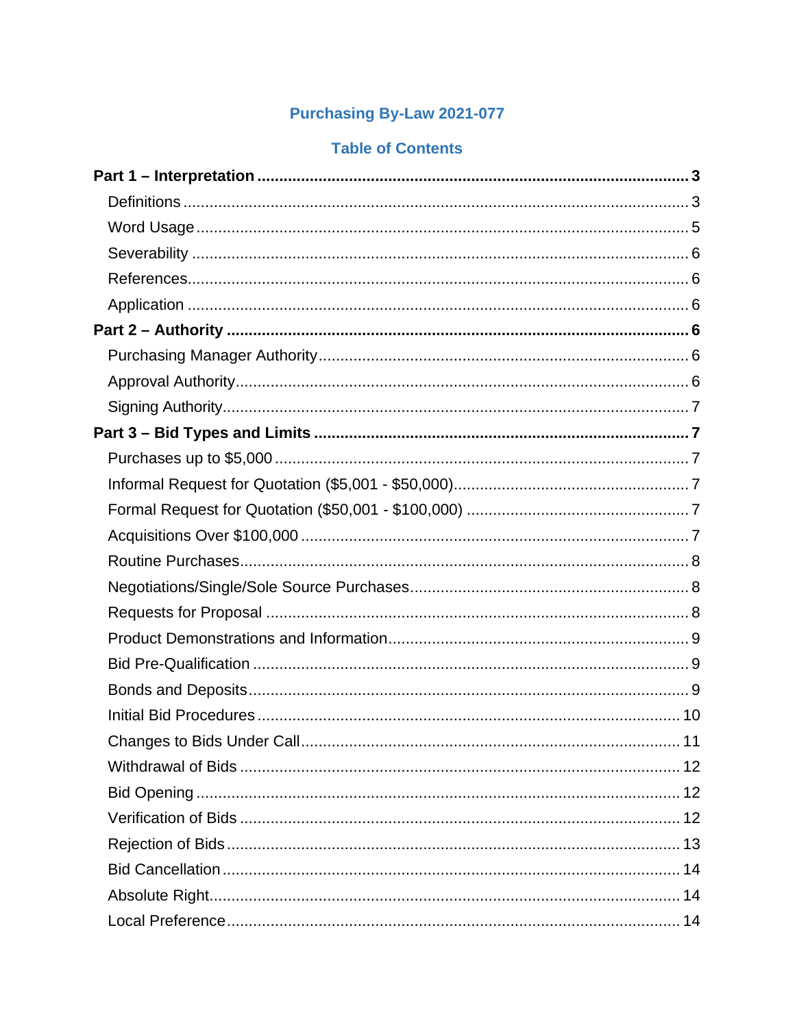# Purchasing By-Law 2021-077

## Table of Contents

**Part 1 – Interpretation** ..... 3

- Definitions ..... 3
- Word Usage ..... 5
- Severability ..... 6
- References ..... 6
- Application ..... 6

**Part 2 – Authority** ..... 6

- Purchasing Manager Authority ..... 6
- Approval Authority ..... 6
- Signing Authority ..... 7

**Part 3 – Bid Types and Limits** ..... 7

- Purchases up to $5,000 ..... 7
- Informal Request for Quotation ($5,001 - $50,000) ..... 7
- Formal Request for Quotation ($50,001 - $100,000) ..... 7
- Acquisitions Over $100,000 ..... 7
- Routine Purchases ..... 8
- Negotiations/Single/Sole Source Purchases ..... 8
- Requests for Proposal ..... 8
- Product Demonstrations and Information ..... 9
- Bid Pre-Qualification ..... 9
- Bonds and Deposits ..... 9
- Initial Bid Procedures ..... 10
- Changes to Bids Under Call ..... 11
- Withdrawal of Bids ..... 12
- Bid Opening ..... 12
- Verification of Bids ..... 12
- Rejection of Bids ..... 13
- Bid Cancellation ..... 14
- Absolute Right ..... 14
- Local Preference ..... 14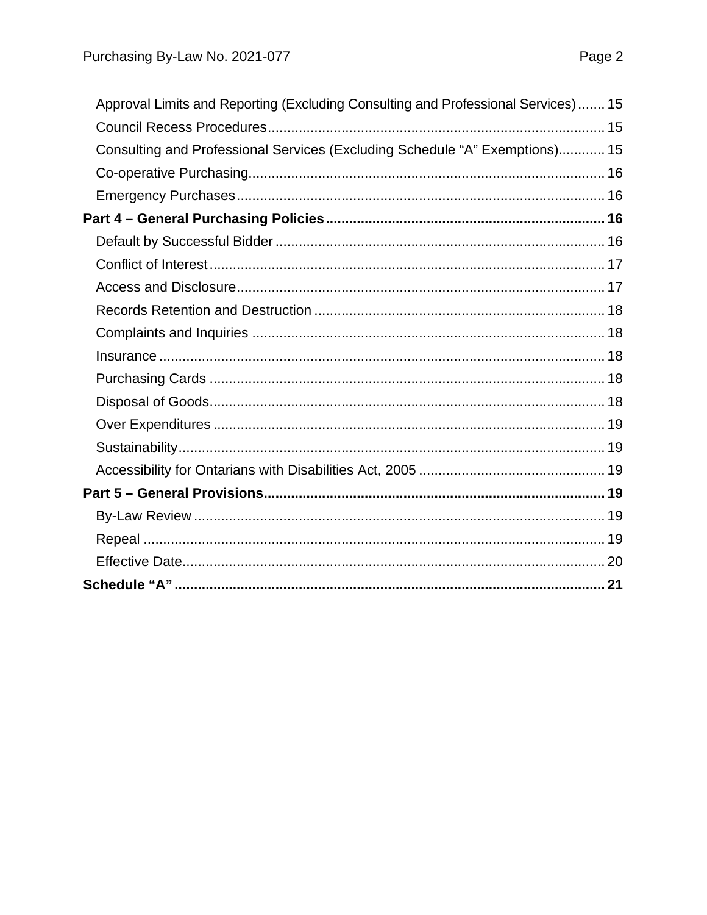Approval Limits and Reporting (Excluding Consulting and Professional Services) ....... 15

Council Recess Procedures ....... 15

Consulting and Professional Services (Excluding Schedule “A” Exemptions) ....... 15

Co-operative Purchasing ....... 16

Emergency Purchases ....... 16

**Part 4 – General Purchasing Policies ....... 16**

Default by Successful Bidder ....... 16

Conflict of Interest ....... 17

Access and Disclosure ....... 17

Records Retention and Destruction ....... 18

Complaints and Inquiries ....... 18

Insurance ....... 18

Purchasing Cards ....... 18

Disposal of Goods ....... 18

Over Expenditures ....... 19

Sustainability ....... 19

Accessibility for Ontarians with Disabilities Act, 2005 ....... 19

**Part 5 – General Provisions ....... 19**

By-Law Review ....... 19

Repeal ....... 19

Effective Date ....... 20

**Schedule “A” ....... 21**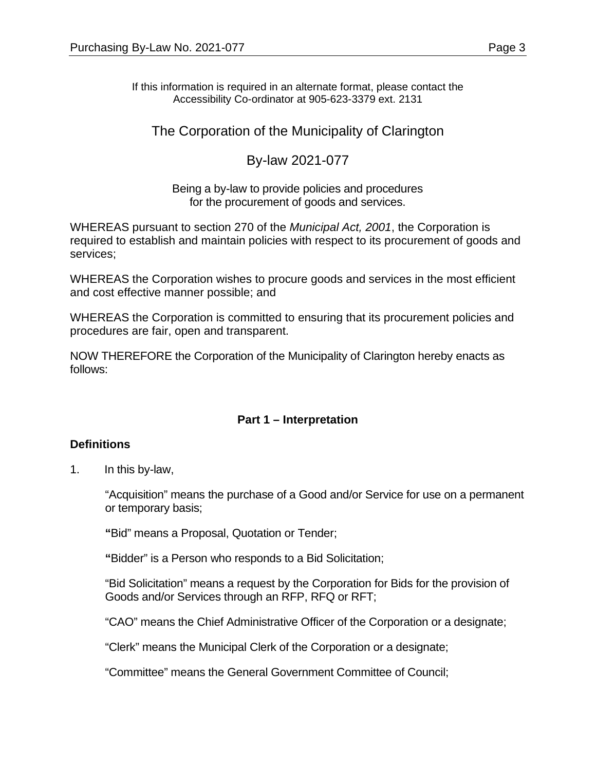If this information is required in an alternate format, please contact the Accessibility Co-ordinator at 905-623-3379 ext. 2131

# The Corporation of the Municipality of Clarington

# By-law 2021-077

Being a by-law to provide policies and procedures for the procurement of goods and services.

WHEREAS pursuant to section 270 of the *Municipal Act, 2001*, the Corporation is required to establish and maintain policies with respect to its procurement of goods and services;

WHEREAS the Corporation wishes to procure goods and services in the most efficient and cost effective manner possible; and

WHEREAS the Corporation is committed to ensuring that its procurement policies and procedures are fair, open and transparent.

NOW THEREFORE the Corporation of the Municipality of Clarington hereby enacts as follows:

## Part 1 – Interpretation

### Definitions

1. In this by-law,

   "Acquisition" means the purchase of a Good and/or Service for use on a permanent or temporary basis;

   "Bid" means a Proposal, Quotation or Tender;

   "Bidder" is a Person who responds to a Bid Solicitation;

   "Bid Solicitation" means a request by the Corporation for Bids for the provision of Goods and/or Services through an RFP, RFQ or RFT;

   "CAO" means the Chief Administrative Officer of the Corporation or a designate;

   "Clerk" means the Municipal Clerk of the Corporation or a designate;

   "Committee" means the General Government Committee of Council;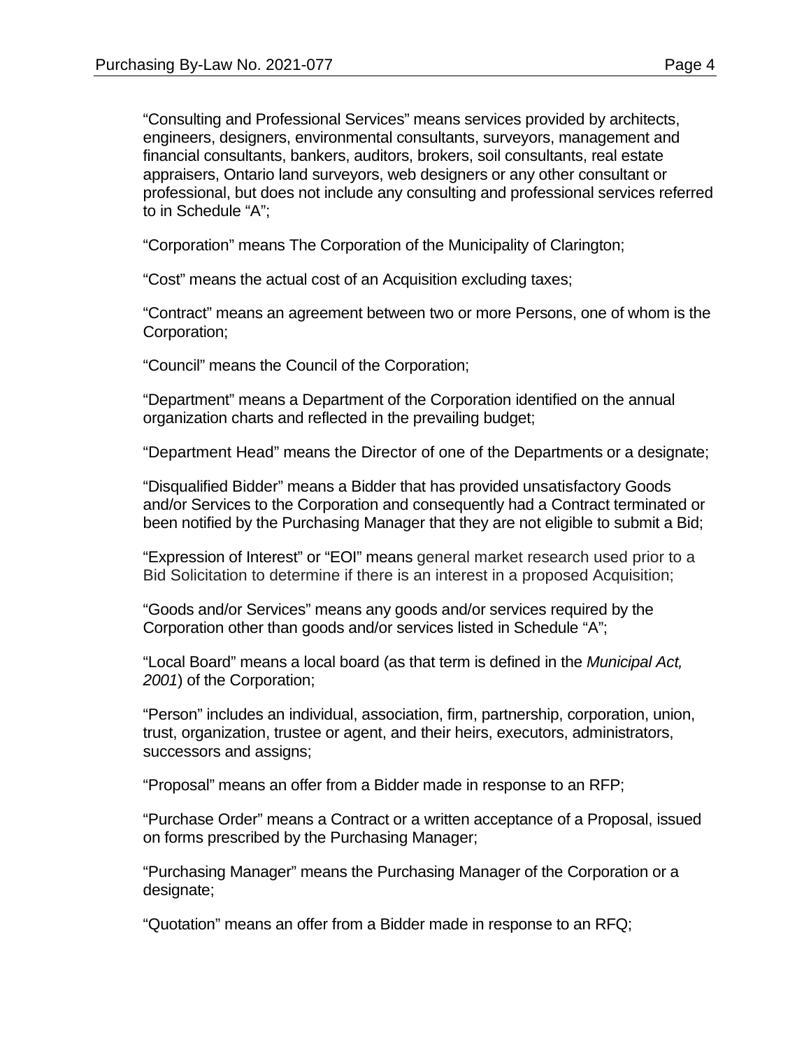"Consulting and Professional Services" means services provided by architects, engineers, designers, environmental consultants, surveyors, management and financial consultants, bankers, auditors, brokers, soil consultants, real estate appraisers, Ontario land surveyors, web designers or any other consultant or professional, but does not include any consulting and professional services referred to in Schedule "A";

"Corporation" means The Corporation of the Municipality of Clarington;

"Cost" means the actual cost of an Acquisition excluding taxes;

"Contract" means an agreement between two or more Persons, one of whom is the Corporation;

"Council" means the Council of the Corporation;

"Department" means a Department of the Corporation identified on the annual organization charts and reflected in the prevailing budget;

"Department Head" means the Director of one of the Departments or a designate;

"Disqualified Bidder" means a Bidder that has provided unsatisfactory Goods and/or Services to the Corporation and consequently had a Contract terminated or been notified by the Purchasing Manager that they are not eligible to submit a Bid;

"Expression of Interest" or "EOI" means general market research used prior to a Bid Solicitation to determine if there is an interest in a proposed Acquisition;

"Goods and/or Services" means any goods and/or services required by the Corporation other than goods and/or services listed in Schedule "A";

"Local Board" means a local board (as that term is defined in the *Municipal Act, 2001*) of the Corporation;

"Person" includes an individual, association, firm, partnership, corporation, union, trust, organization, trustee or agent, and their heirs, executors, administrators, successors and assigns;

"Proposal" means an offer from a Bidder made in response to an RFP;

"Purchase Order" means a Contract or a written acceptance of a Proposal, issued on forms prescribed by the Purchasing Manager;

"Purchasing Manager" means the Purchasing Manager of the Corporation or a designate;

"Quotation" means an offer from a Bidder made in response to an RFQ;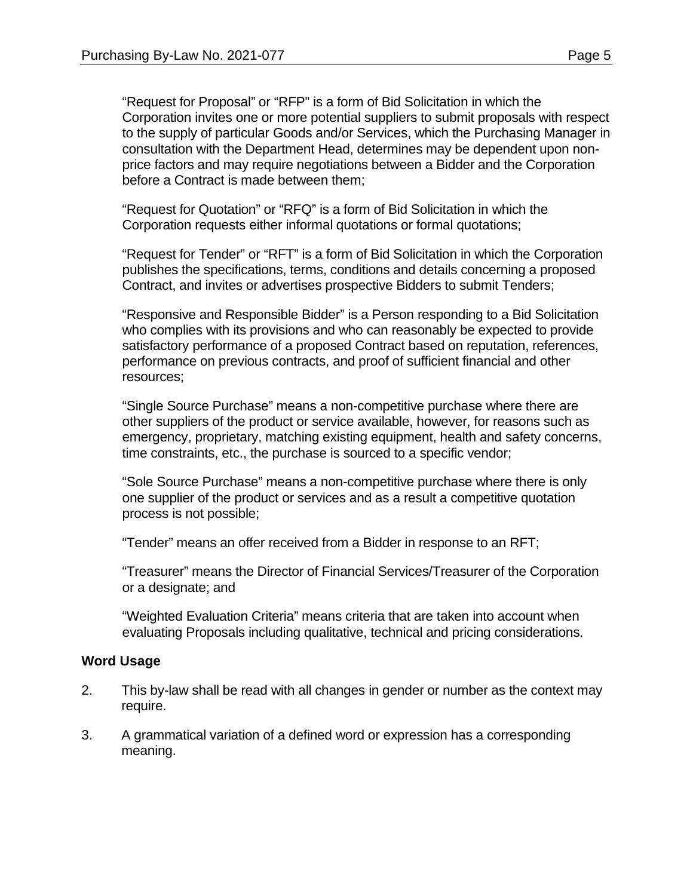"Request for Proposal" or "RFP" is a form of Bid Solicitation in which the Corporation invites one or more potential suppliers to submit proposals with respect to the supply of particular Goods and/or Services, which the Purchasing Manager in consultation with the Department Head, determines may be dependent upon non-price factors and may require negotiations between a Bidder and the Corporation before a Contract is made between them;

"Request for Quotation" or "RFQ" is a form of Bid Solicitation in which the Corporation requests either informal quotations or formal quotations;

"Request for Tender" or "RFT" is a form of Bid Solicitation in which the Corporation publishes the specifications, terms, conditions and details concerning a proposed Contract, and invites or advertises prospective Bidders to submit Tenders;

"Responsive and Responsible Bidder" is a Person responding to a Bid Solicitation who complies with its provisions and who can reasonably be expected to provide satisfactory performance of a proposed Contract based on reputation, references, performance on previous contracts, and proof of sufficient financial and other resources;

"Single Source Purchase" means a non-competitive purchase where there are other suppliers of the product or service available, however, for reasons such as emergency, proprietary, matching existing equipment, health and safety concerns, time constraints, etc., the purchase is sourced to a specific vendor;

"Sole Source Purchase" means a non-competitive purchase where there is only one supplier of the product or services and as a result a competitive quotation process is not possible;

"Tender" means an offer received from a Bidder in response to an RFT;

"Treasurer" means the Director of Financial Services/Treasurer of the Corporation or a designate; and

"Weighted Evaluation Criteria" means criteria that are taken into account when evaluating Proposals including qualitative, technical and pricing considerations.

**Word Usage**

2. This by-law shall be read with all changes in gender or number as the context may require.

3. A grammatical variation of a defined word or expression has a corresponding meaning.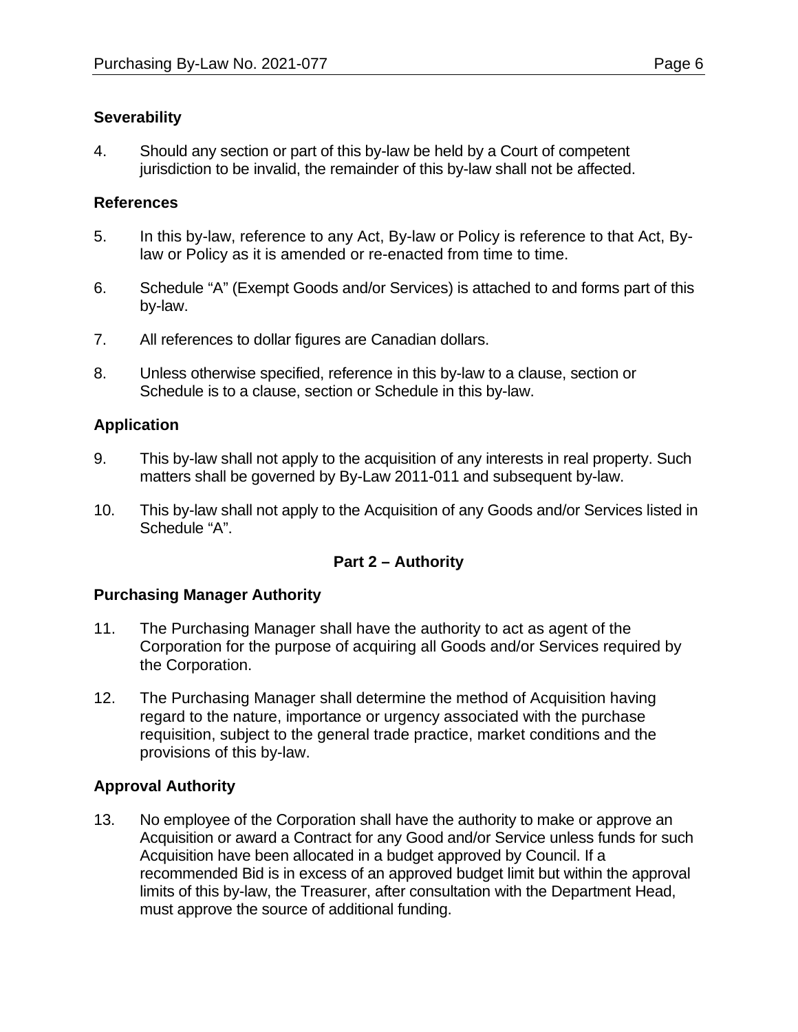### Severability

4. Should any section or part of this by-law be held by a Court of competent jurisdiction to be invalid, the remainder of this by-law shall not be affected.

### References

5. In this by-law, reference to any Act, By-law or Policy is reference to that Act, By-law or Policy as it is amended or re-enacted from time to time.

6. Schedule “A” (Exempt Goods and/or Services) is attached to and forms part of this by-law.

7. All references to dollar figures are Canadian dollars.

8. Unless otherwise specified, reference in this by-law to a clause, section or Schedule is to a clause, section or Schedule in this by-law.

### Application

9. This by-law shall not apply to the acquisition of any interests in real property. Such matters shall be governed by By-Law 2011-011 and subsequent by-law.

10. This by-law shall not apply to the Acquisition of any Goods and/or Services listed in Schedule “A”.

## Part 2 – Authority

### Purchasing Manager Authority

11. The Purchasing Manager shall have the authority to act as agent of the Corporation for the purpose of acquiring all Goods and/or Services required by the Corporation.

12. The Purchasing Manager shall determine the method of Acquisition having regard to the nature, importance or urgency associated with the purchase requisition, subject to the general trade practice, market conditions and the provisions of this by-law.

### Approval Authority

13. No employee of the Corporation shall have the authority to make or approve an Acquisition or award a Contract for any Good and/or Service unless funds for such Acquisition have been allocated in a budget approved by Council. If a recommended Bid is in excess of an approved budget limit but within the approval limits of this by-law, the Treasurer, after consultation with the Department Head, must approve the source of additional funding.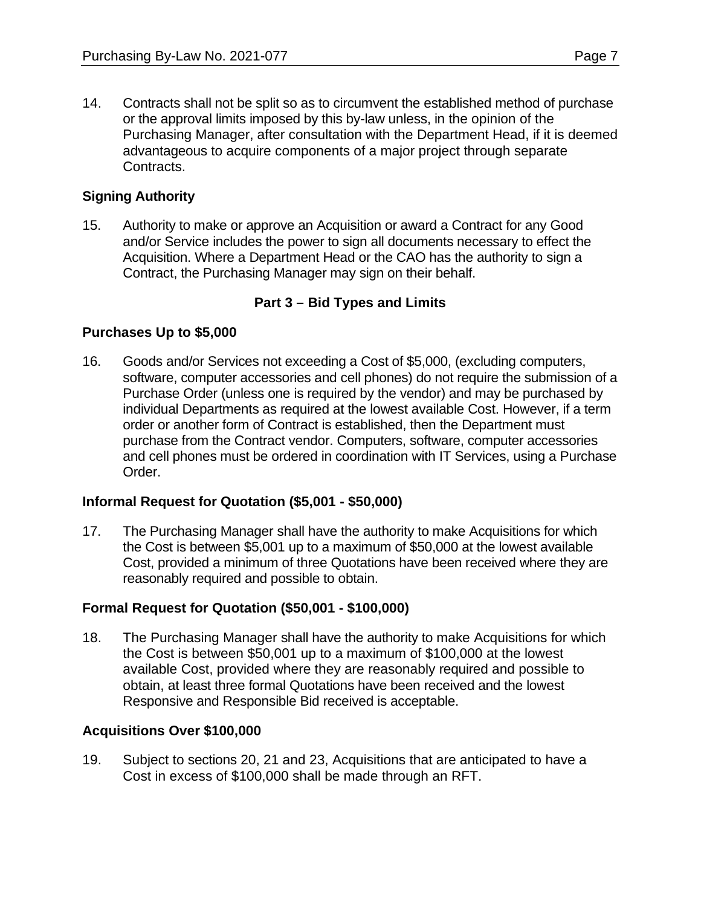14. Contracts shall not be split so as to circumvent the established method of purchase or the approval limits imposed by this by-law unless, in the opinion of the Purchasing Manager, after consultation with the Department Head, if it is deemed advantageous to acquire components of a major project through separate Contracts.

**Signing Authority**

15. Authority to make or approve an Acquisition or award a Contract for any Good and/or Service includes the power to sign all documents necessary to effect the Acquisition. Where a Department Head or the CAO has the authority to sign a Contract, the Purchasing Manager may sign on their behalf.

## Part 3 – Bid Types and Limits

**Purchases Up to $5,000**

16. Goods and/or Services not exceeding a Cost of $5,000, (excluding computers, software, computer accessories and cell phones) do not require the submission of a Purchase Order (unless one is required by the vendor) and may be purchased by individual Departments as required at the lowest available Cost. However, if a term order or another form of Contract is established, then the Department must purchase from the Contract vendor. Computers, software, computer accessories and cell phones must be ordered in coordination with IT Services, using a Purchase Order.

**Informal Request for Quotation ($5,001 - $50,000)**

17. The Purchasing Manager shall have the authority to make Acquisitions for which the Cost is between $5,001 up to a maximum of $50,000 at the lowest available Cost, provided a minimum of three Quotations have been received where they are reasonably required and possible to obtain.

**Formal Request for Quotation ($50,001 - $100,000)**

18. The Purchasing Manager shall have the authority to make Acquisitions for which the Cost is between $50,001 up to a maximum of $100,000 at the lowest available Cost, provided where they are reasonably required and possible to obtain, at least three formal Quotations have been received and the lowest Responsive and Responsible Bid received is acceptable.

**Acquisitions Over $100,000**

19. Subject to sections 20, 21 and 23, Acquisitions that are anticipated to have a Cost in excess of $100,000 shall be made through an RFT.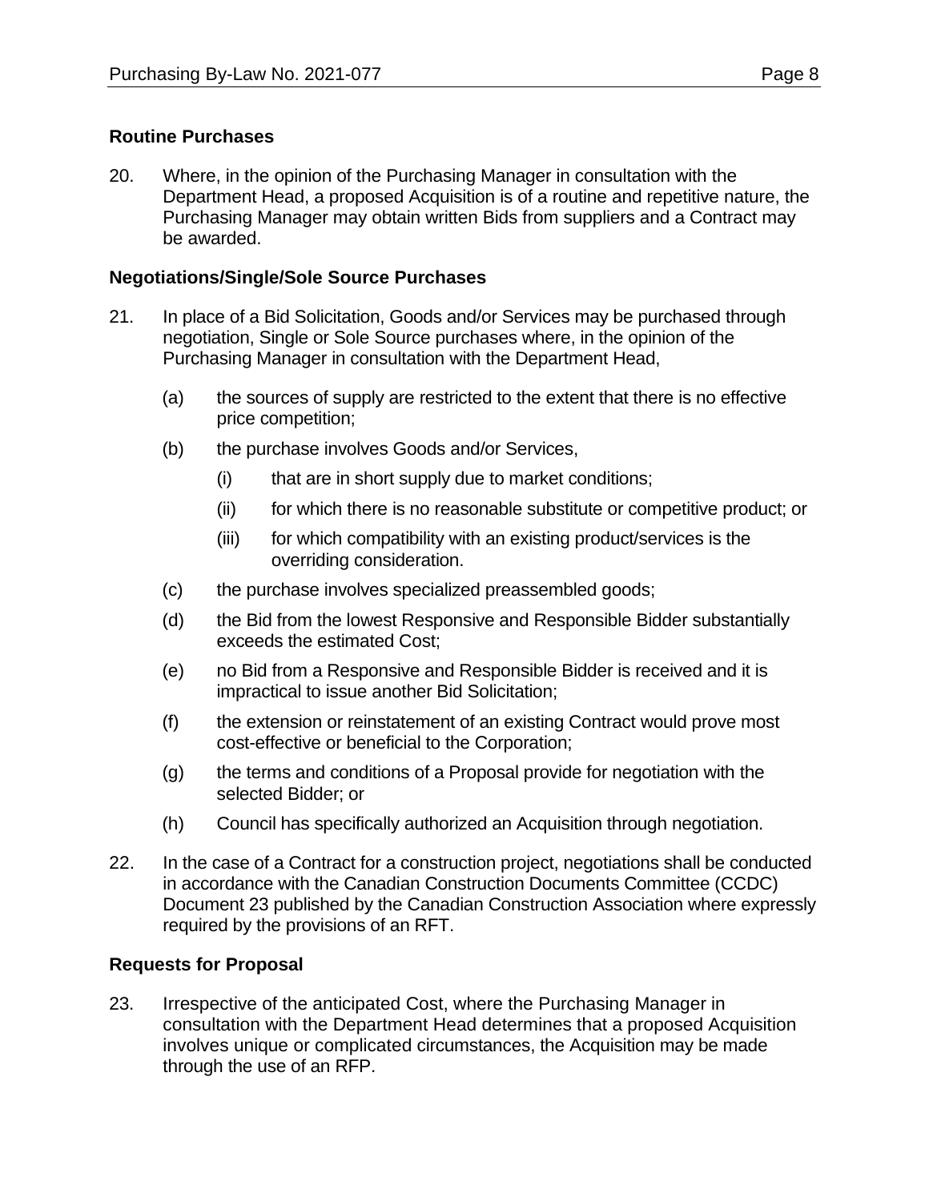### Routine Purchases

20. Where, in the opinion of the Purchasing Manager in consultation with the Department Head, a proposed Acquisition is of a routine and repetitive nature, the Purchasing Manager may obtain written Bids from suppliers and a Contract may be awarded.

### Negotiations/Single/Sole Source Purchases

21. In place of a Bid Solicitation, Goods and/or Services may be purchased through negotiation, Single or Sole Source purchases where, in the opinion of the Purchasing Manager in consultation with the Department Head,

    (a) the sources of supply are restricted to the extent that there is no effective price competition;

    (b) the purchase involves Goods and/or Services,

        (i) that are in short supply due to market conditions;

        (ii) for which there is no reasonable substitute or competitive product; or

        (iii) for which compatibility with an existing product/services is the overriding consideration.

    (c) the purchase involves specialized preassembled goods;

    (d) the Bid from the lowest Responsive and Responsible Bidder substantially exceeds the estimated Cost;

    (e) no Bid from a Responsive and Responsible Bidder is received and it is impractical to issue another Bid Solicitation;

    (f) the extension or reinstatement of an existing Contract would prove most cost-effective or beneficial to the Corporation;

    (g) the terms and conditions of a Proposal provide for negotiation with the selected Bidder; or

    (h) Council has specifically authorized an Acquisition through negotiation.

22. In the case of a Contract for a construction project, negotiations shall be conducted in accordance with the Canadian Construction Documents Committee (CCDC) Document 23 published by the Canadian Construction Association where expressly required by the provisions of an RFT.

### Requests for Proposal

23. Irrespective of the anticipated Cost, where the Purchasing Manager in consultation with the Department Head determines that a proposed Acquisition involves unique or complicated circumstances, the Acquisition may be made through the use of an RFP.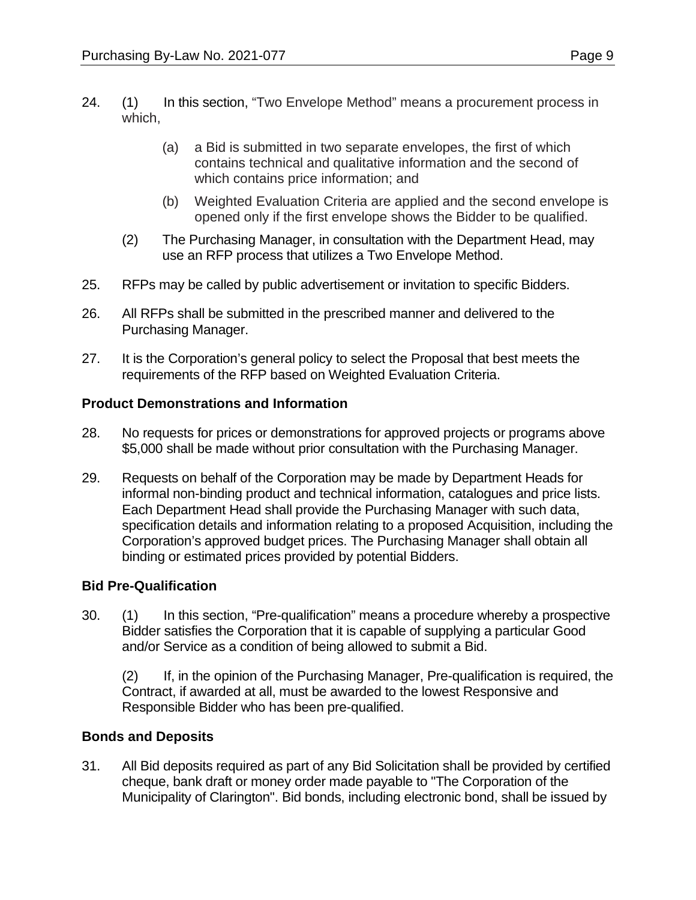24. (1) In this section, “Two Envelope Method” means a procurement process in which,

    (a) a Bid is submitted in two separate envelopes, the first of which contains technical and qualitative information and the second of which contains price information; and

    (b) Weighted Evaluation Criteria are applied and the second envelope is opened only if the first envelope shows the Bidder to be qualified.

    (2) The Purchasing Manager, in consultation with the Department Head, may use an RFP process that utilizes a Two Envelope Method.

25. RFPs may be called by public advertisement or invitation to specific Bidders.

26. All RFPs shall be submitted in the prescribed manner and delivered to the Purchasing Manager.

27. It is the Corporation’s general policy to select the Proposal that best meets the requirements of the RFP based on Weighted Evaluation Criteria.

### Product Demonstrations and Information

28. No requests for prices or demonstrations for approved projects or programs above $5,000 shall be made without prior consultation with the Purchasing Manager.

29. Requests on behalf of the Corporation may be made by Department Heads for informal non-binding product and technical information, catalogues and price lists. Each Department Head shall provide the Purchasing Manager with such data, specification details and information relating to a proposed Acquisition, including the Corporation’s approved budget prices. The Purchasing Manager shall obtain all binding or estimated prices provided by potential Bidders.

### Bid Pre-Qualification

30. (1) In this section, “Pre-qualification” means a procedure whereby a prospective Bidder satisfies the Corporation that it is capable of supplying a particular Good and/or Service as a condition of being allowed to submit a Bid.

    (2) If, in the opinion of the Purchasing Manager, Pre-qualification is required, the Contract, if awarded at all, must be awarded to the lowest Responsive and Responsible Bidder who has been pre-qualified.

### Bonds and Deposits

31. All Bid deposits required as part of any Bid Solicitation shall be provided by certified cheque, bank draft or money order made payable to "The Corporation of the Municipality of Clarington". Bid bonds, including electronic bond, shall be issued by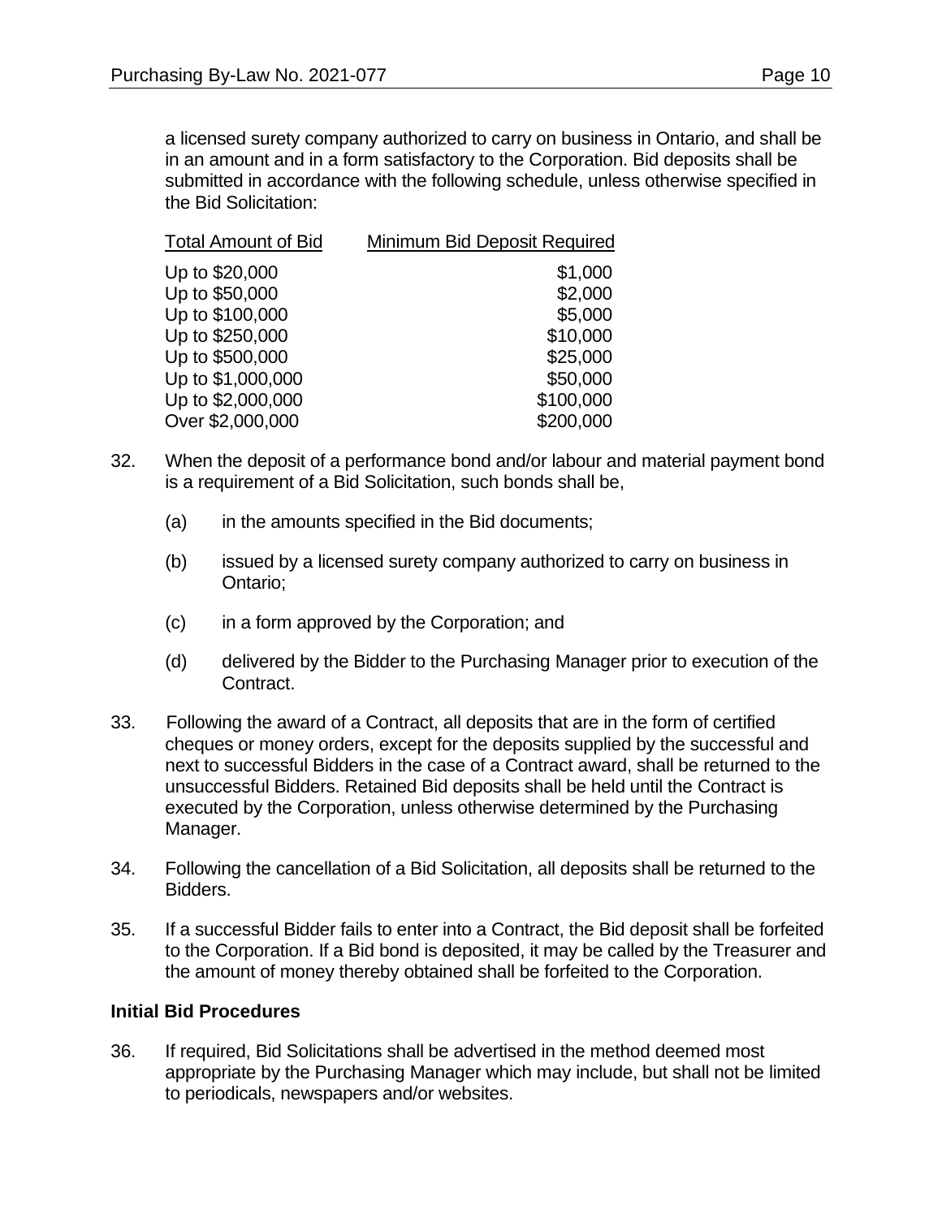a licensed surety company authorized to carry on business in Ontario, and shall be in an amount and in a form satisfactory to the Corporation. Bid deposits shall be submitted in accordance with the following schedule, unless otherwise specified in the Bid Solicitation:

| Total Amount of Bid | Minimum Bid Deposit Required |
|---|---|
| Up to $20,000 | $1,000 |
| Up to $50,000 | $2,000 |
| Up to $100,000 | $5,000 |
| Up to $250,000 | $10,000 |
| Up to $500,000 | $25,000 |
| Up to $1,000,000 | $50,000 |
| Up to $2,000,000 | $100,000 |
| Over $2,000,000 | $200,000 |

32. When the deposit of a performance bond and/or labour and material payment bond is a requirement of a Bid Solicitation, such bonds shall be,

    (a) in the amounts specified in the Bid documents;

    (b) issued by a licensed surety company authorized to carry on business in Ontario;

    (c) in a form approved by the Corporation; and

    (d) delivered by the Bidder to the Purchasing Manager prior to execution of the Contract.

33. Following the award of a Contract, all deposits that are in the form of certified cheques or money orders, except for the deposits supplied by the successful and next to successful Bidders in the case of a Contract award, shall be returned to the unsuccessful Bidders. Retained Bid deposits shall be held until the Contract is executed by the Corporation, unless otherwise determined by the Purchasing Manager.

34. Following the cancellation of a Bid Solicitation, all deposits shall be returned to the Bidders.

35. If a successful Bidder fails to enter into a Contract, the Bid deposit shall be forfeited to the Corporation. If a Bid bond is deposited, it may be called by the Treasurer and the amount of money thereby obtained shall be forfeited to the Corporation.

**Initial Bid Procedures**

36. If required, Bid Solicitations shall be advertised in the method deemed most appropriate by the Purchasing Manager which may include, but shall not be limited to periodicals, newspapers and/or websites.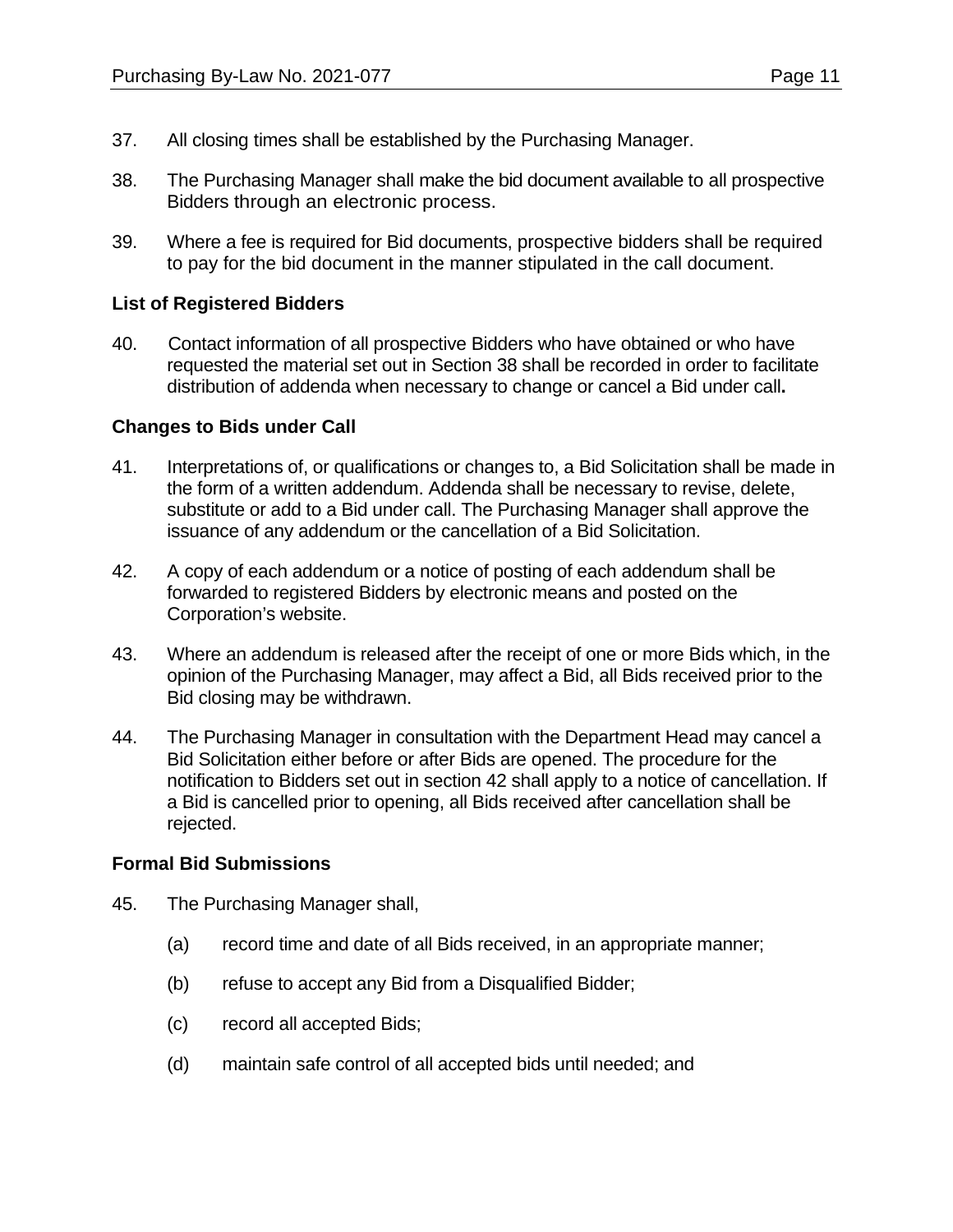37. All closing times shall be established by the Purchasing Manager.

38. The Purchasing Manager shall make the bid document available to all prospective Bidders through an electronic process.

39. Where a fee is required for Bid documents, prospective bidders shall be required to pay for the bid document in the manner stipulated in the call document.

**List of Registered Bidders**

40. Contact information of all prospective Bidders who have obtained or who have requested the material set out in Section 38 shall be recorded in order to facilitate distribution of addenda when necessary to change or cancel a Bid under call**.**

**Changes to Bids under Call**

41. Interpretations of, or qualifications or changes to, a Bid Solicitation shall be made in the form of a written addendum. Addenda shall be necessary to revise, delete, substitute or add to a Bid under call. The Purchasing Manager shall approve the issuance of any addendum or the cancellation of a Bid Solicitation.

42. A copy of each addendum or a notice of posting of each addendum shall be forwarded to registered Bidders by electronic means and posted on the Corporation's website.

43. Where an addendum is released after the receipt of one or more Bids which, in the opinion of the Purchasing Manager, may affect a Bid, all Bids received prior to the Bid closing may be withdrawn.

44. The Purchasing Manager in consultation with the Department Head may cancel a Bid Solicitation either before or after Bids are opened. The procedure for the notification to Bidders set out in section 42 shall apply to a notice of cancellation. If a Bid is cancelled prior to opening, all Bids received after cancellation shall be rejected.

**Formal Bid Submissions**

45. The Purchasing Manager shall,

    (a) record time and date of all Bids received, in an appropriate manner;

    (b) refuse to accept any Bid from a Disqualified Bidder;

    (c) record all accepted Bids;

    (d) maintain safe control of all accepted bids until needed; and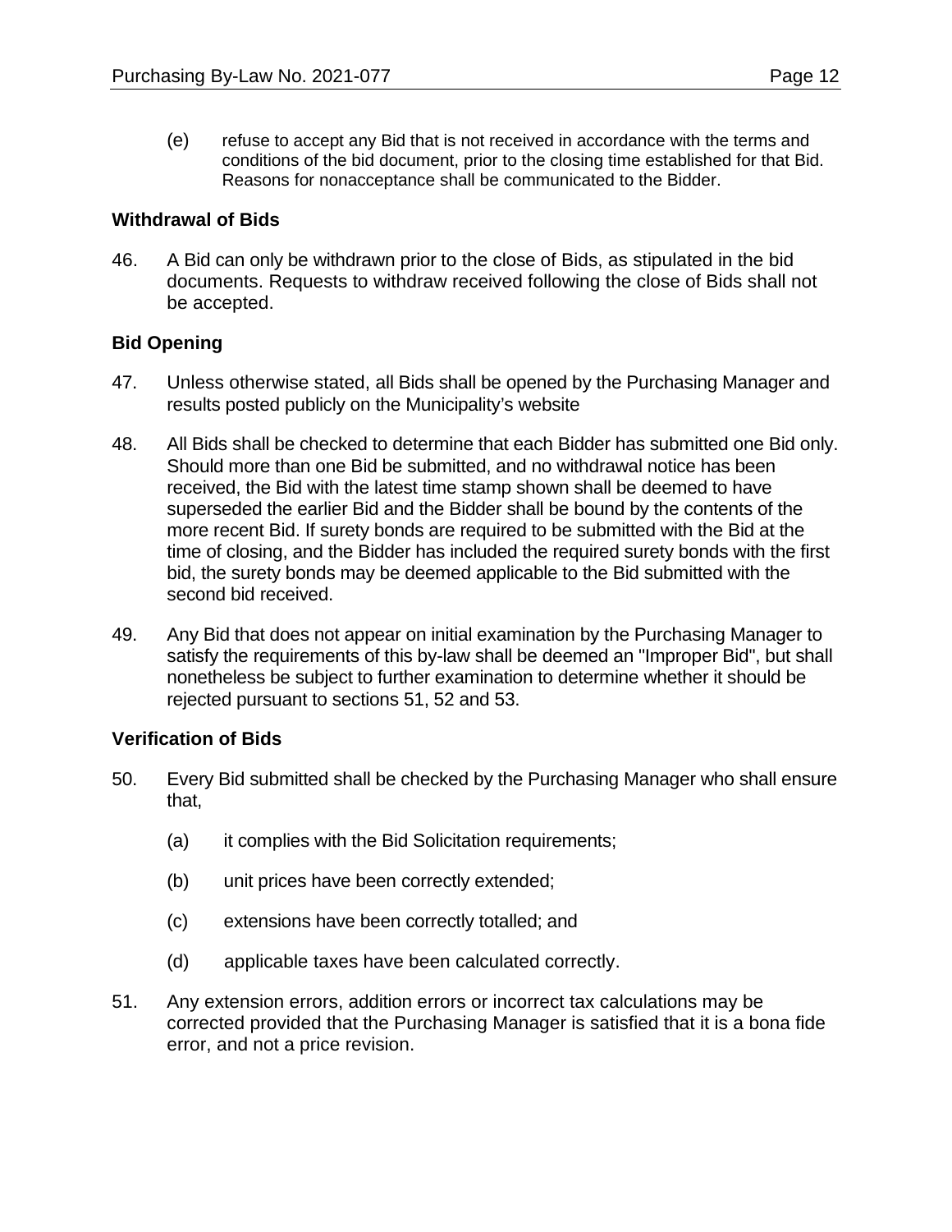(e) refuse to accept any Bid that is not received in accordance with the terms and conditions of the bid document, prior to the closing time established for that Bid. Reasons for nonacceptance shall be communicated to the Bidder.

### Withdrawal of Bids

46. A Bid can only be withdrawn prior to the close of Bids, as stipulated in the bid documents. Requests to withdraw received following the close of Bids shall not be accepted.

### Bid Opening

47. Unless otherwise stated, all Bids shall be opened by the Purchasing Manager and results posted publicly on the Municipality's website

48. All Bids shall be checked to determine that each Bidder has submitted one Bid only. Should more than one Bid be submitted, and no withdrawal notice has been received, the Bid with the latest time stamp shown shall be deemed to have superseded the earlier Bid and the Bidder shall be bound by the contents of the more recent Bid. If surety bonds are required to be submitted with the Bid at the time of closing, and the Bidder has included the required surety bonds with the first bid, the surety bonds may be deemed applicable to the Bid submitted with the second bid received.

49. Any Bid that does not appear on initial examination by the Purchasing Manager to satisfy the requirements of this by-law shall be deemed an "Improper Bid", but shall nonetheless be subject to further examination to determine whether it should be rejected pursuant to sections 51, 52 and 53.

### Verification of Bids

50. Every Bid submitted shall be checked by the Purchasing Manager who shall ensure that,

    (a) it complies with the Bid Solicitation requirements;

    (b) unit prices have been correctly extended;

    (c) extensions have been correctly totalled; and

    (d) applicable taxes have been calculated correctly.

51. Any extension errors, addition errors or incorrect tax calculations may be corrected provided that the Purchasing Manager is satisfied that it is a bona fide error, and not a price revision.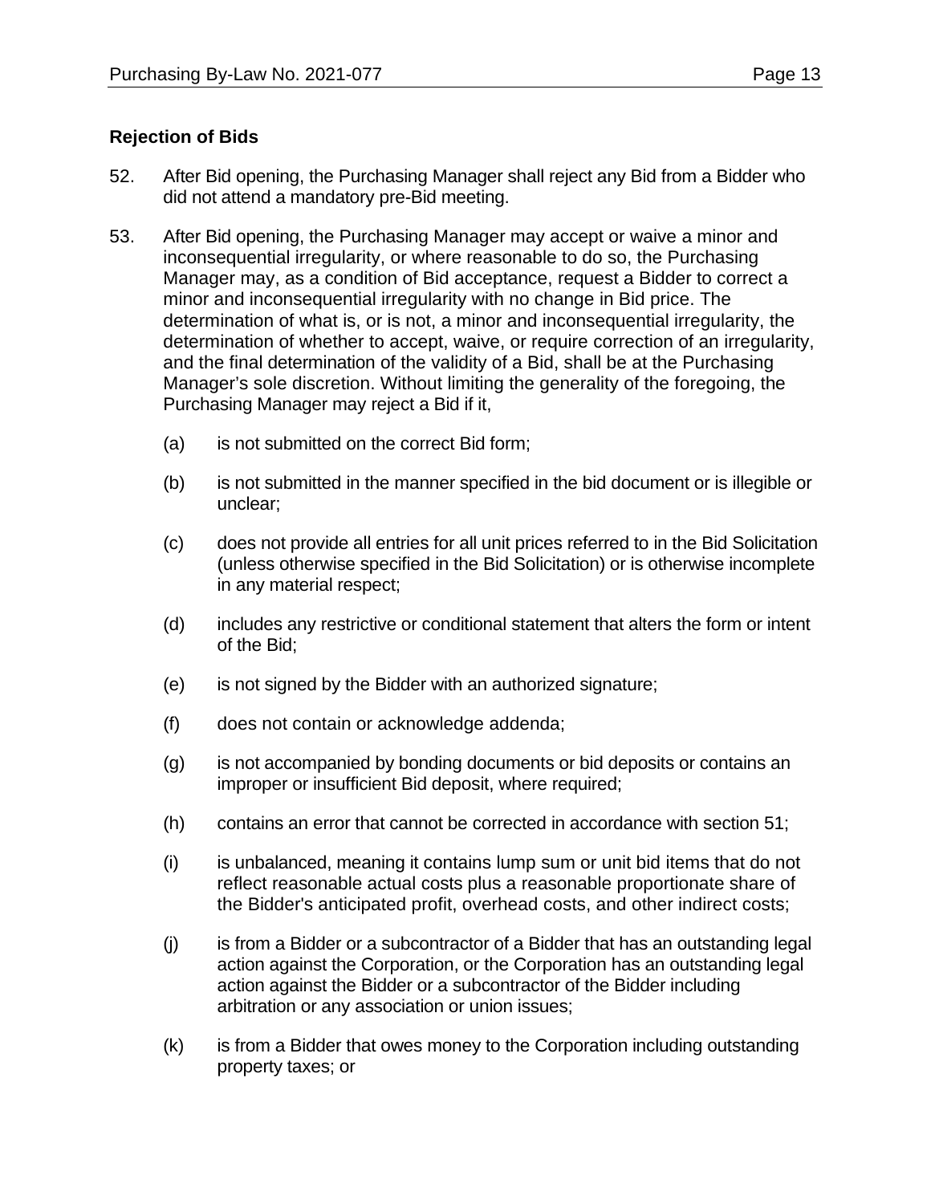**Rejection of Bids**

52. After Bid opening, the Purchasing Manager shall reject any Bid from a Bidder who did not attend a mandatory pre-Bid meeting.

53. After Bid opening, the Purchasing Manager may accept or waive a minor and inconsequential irregularity, or where reasonable to do so, the Purchasing Manager may, as a condition of Bid acceptance, request a Bidder to correct a minor and inconsequential irregularity with no change in Bid price. The determination of what is, or is not, a minor and inconsequential irregularity, the determination of whether to accept, waive, or require correction of an irregularity, and the final determination of the validity of a Bid, shall be at the Purchasing Manager's sole discretion. Without limiting the generality of the foregoing, the Purchasing Manager may reject a Bid if it,

    (a) is not submitted on the correct Bid form;

    (b) is not submitted in the manner specified in the bid document or is illegible or unclear;

    (c) does not provide all entries for all unit prices referred to in the Bid Solicitation (unless otherwise specified in the Bid Solicitation) or is otherwise incomplete in any material respect;

    (d) includes any restrictive or conditional statement that alters the form or intent of the Bid;

    (e) is not signed by the Bidder with an authorized signature;

    (f) does not contain or acknowledge addenda;

    (g) is not accompanied by bonding documents or bid deposits or contains an improper or insufficient Bid deposit, where required;

    (h) contains an error that cannot be corrected in accordance with section 51;

    (i) is unbalanced, meaning it contains lump sum or unit bid items that do not reflect reasonable actual costs plus a reasonable proportionate share of the Bidder's anticipated profit, overhead costs, and other indirect costs;

    (j) is from a Bidder or a subcontractor of a Bidder that has an outstanding legal action against the Corporation, or the Corporation has an outstanding legal action against the Bidder or a subcontractor of the Bidder including arbitration or any association or union issues;

    (k) is from a Bidder that owes money to the Corporation including outstanding property taxes; or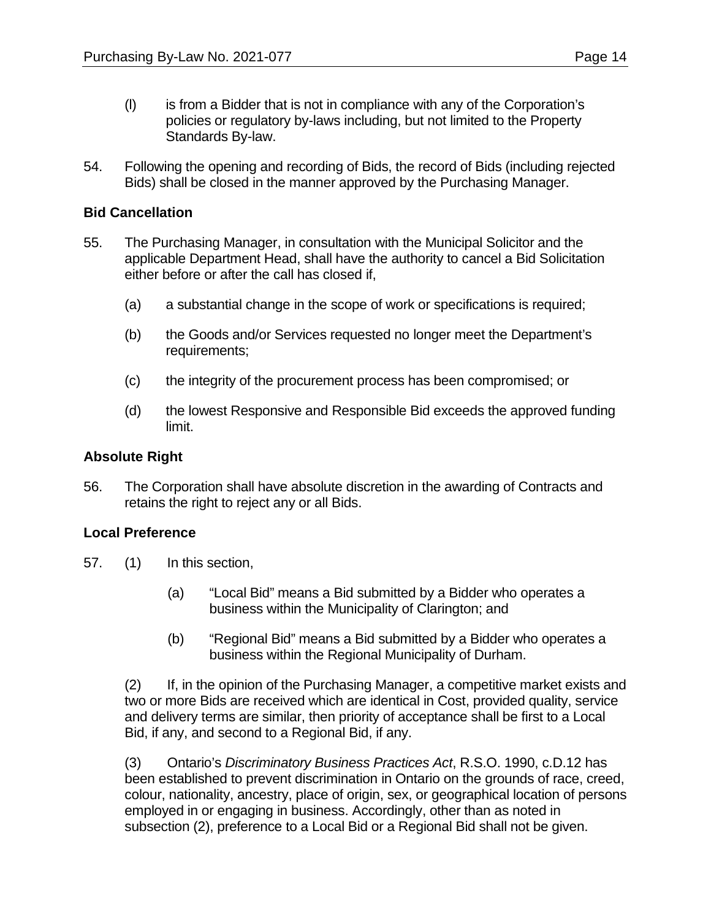(l) is from a Bidder that is not in compliance with any of the Corporation's policies or regulatory by-laws including, but not limited to the Property Standards By-law.

54. Following the opening and recording of Bids, the record of Bids (including rejected Bids) shall be closed in the manner approved by the Purchasing Manager.

### Bid Cancellation

55. The Purchasing Manager, in consultation with the Municipal Solicitor and the applicable Department Head, shall have the authority to cancel a Bid Solicitation either before or after the call has closed if,

(a) a substantial change in the scope of work or specifications is required;

(b) the Goods and/or Services requested no longer meet the Department's requirements;

(c) the integrity of the procurement process has been compromised; or

(d) the lowest Responsive and Responsible Bid exceeds the approved funding limit.

### Absolute Right

56. The Corporation shall have absolute discretion in the awarding of Contracts and retains the right to reject any or all Bids.

### Local Preference

57. (1) In this section,

(a) "Local Bid" means a Bid submitted by a Bidder who operates a business within the Municipality of Clarington; and

(b) "Regional Bid" means a Bid submitted by a Bidder who operates a business within the Regional Municipality of Durham.

(2) If, in the opinion of the Purchasing Manager, a competitive market exists and two or more Bids are received which are identical in Cost, provided quality, service and delivery terms are similar, then priority of acceptance shall be first to a Local Bid, if any, and second to a Regional Bid, if any.

(3) Ontario's *Discriminatory Business Practices Act*, R.S.O. 1990, c.D.12 has been established to prevent discrimination in Ontario on the grounds of race, creed, colour, nationality, ancestry, place of origin, sex, or geographical location of persons employed in or engaging in business. Accordingly, other than as noted in subsection (2), preference to a Local Bid or a Regional Bid shall not be given.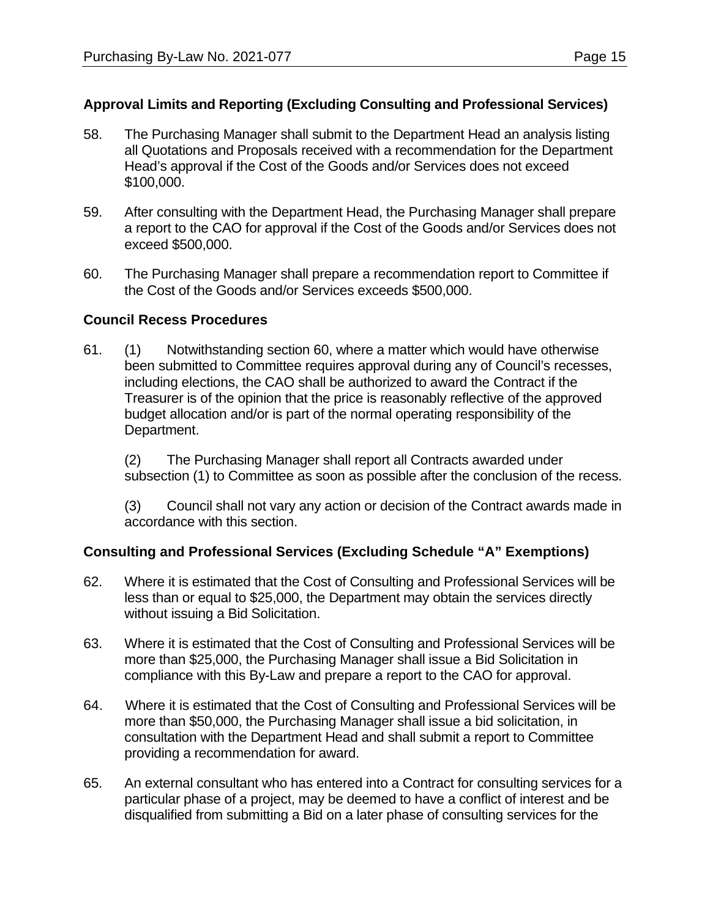### Approval Limits and Reporting (Excluding Consulting and Professional Services)

58. The Purchasing Manager shall submit to the Department Head an analysis listing all Quotations and Proposals received with a recommendation for the Department Head's approval if the Cost of the Goods and/or Services does not exceed $100,000.

59. After consulting with the Department Head, the Purchasing Manager shall prepare a report to the CAO for approval if the Cost of the Goods and/or Services does not exceed $500,000.

60. The Purchasing Manager shall prepare a recommendation report to Committee if the Cost of the Goods and/or Services exceeds $500,000.

### Council Recess Procedures

61. (1) Notwithstanding section 60, where a matter which would have otherwise been submitted to Committee requires approval during any of Council's recesses, including elections, the CAO shall be authorized to award the Contract if the Treasurer is of the opinion that the price is reasonably reflective of the approved budget allocation and/or is part of the normal operating responsibility of the Department.

    (2) The Purchasing Manager shall report all Contracts awarded under subsection (1) to Committee as soon as possible after the conclusion of the recess.

    (3) Council shall not vary any action or decision of the Contract awards made in accordance with this section.

### Consulting and Professional Services (Excluding Schedule "A" Exemptions)

62. Where it is estimated that the Cost of Consulting and Professional Services will be less than or equal to $25,000, the Department may obtain the services directly without issuing a Bid Solicitation.

63. Where it is estimated that the Cost of Consulting and Professional Services will be more than $25,000, the Purchasing Manager shall issue a Bid Solicitation in compliance with this By-Law and prepare a report to the CAO for approval.

64. Where it is estimated that the Cost of Consulting and Professional Services will be more than $50,000, the Purchasing Manager shall issue a bid solicitation, in consultation with the Department Head and shall submit a report to Committee providing a recommendation for award.

65. An external consultant who has entered into a Contract for consulting services for a particular phase of a project, may be deemed to have a conflict of interest and be disqualified from submitting a Bid on a later phase of consulting services for the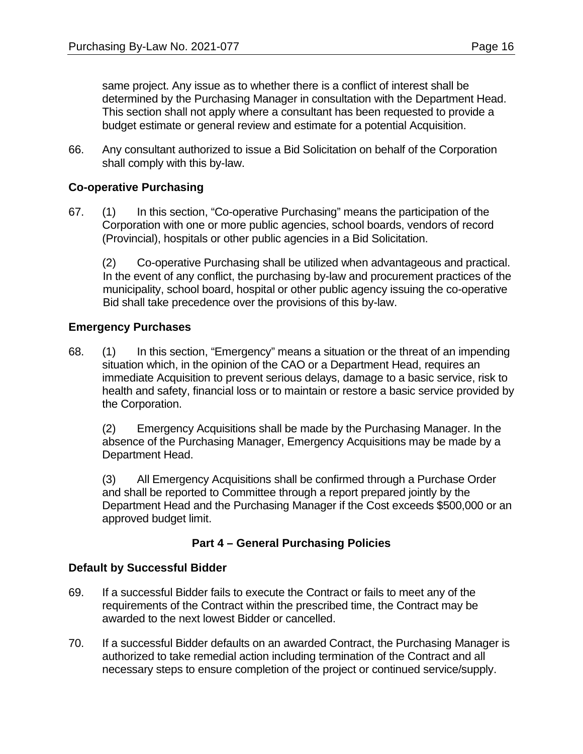same project. Any issue as to whether there is a conflict of interest shall be determined by the Purchasing Manager in consultation with the Department Head. This section shall not apply where a consultant has been requested to provide a budget estimate or general review and estimate for a potential Acquisition.

66. Any consultant authorized to issue a Bid Solicitation on behalf of the Corporation shall comply with this by-law.

### Co-operative Purchasing

67. (1) In this section, "Co-operative Purchasing" means the participation of the Corporation with one or more public agencies, school boards, vendors of record (Provincial), hospitals or other public agencies in a Bid Solicitation.

    (2) Co-operative Purchasing shall be utilized when advantageous and practical. In the event of any conflict, the purchasing by-law and procurement practices of the municipality, school board, hospital or other public agency issuing the co-operative Bid shall take precedence over the provisions of this by-law.

### Emergency Purchases

68. (1) In this section, "Emergency" means a situation or the threat of an impending situation which, in the opinion of the CAO or a Department Head, requires an immediate Acquisition to prevent serious delays, damage to a basic service, risk to health and safety, financial loss or to maintain or restore a basic service provided by the Corporation.

    (2) Emergency Acquisitions shall be made by the Purchasing Manager. In the absence of the Purchasing Manager, Emergency Acquisitions may be made by a Department Head.

    (3) All Emergency Acquisitions shall be confirmed through a Purchase Order and shall be reported to Committee through a report prepared jointly by the Department Head and the Purchasing Manager if the Cost exceeds $500,000 or an approved budget limit.

## Part 4 – General Purchasing Policies

### Default by Successful Bidder

69. If a successful Bidder fails to execute the Contract or fails to meet any of the requirements of the Contract within the prescribed time, the Contract may be awarded to the next lowest Bidder or cancelled.

70. If a successful Bidder defaults on an awarded Contract, the Purchasing Manager is authorized to take remedial action including termination of the Contract and all necessary steps to ensure completion of the project or continued service/supply.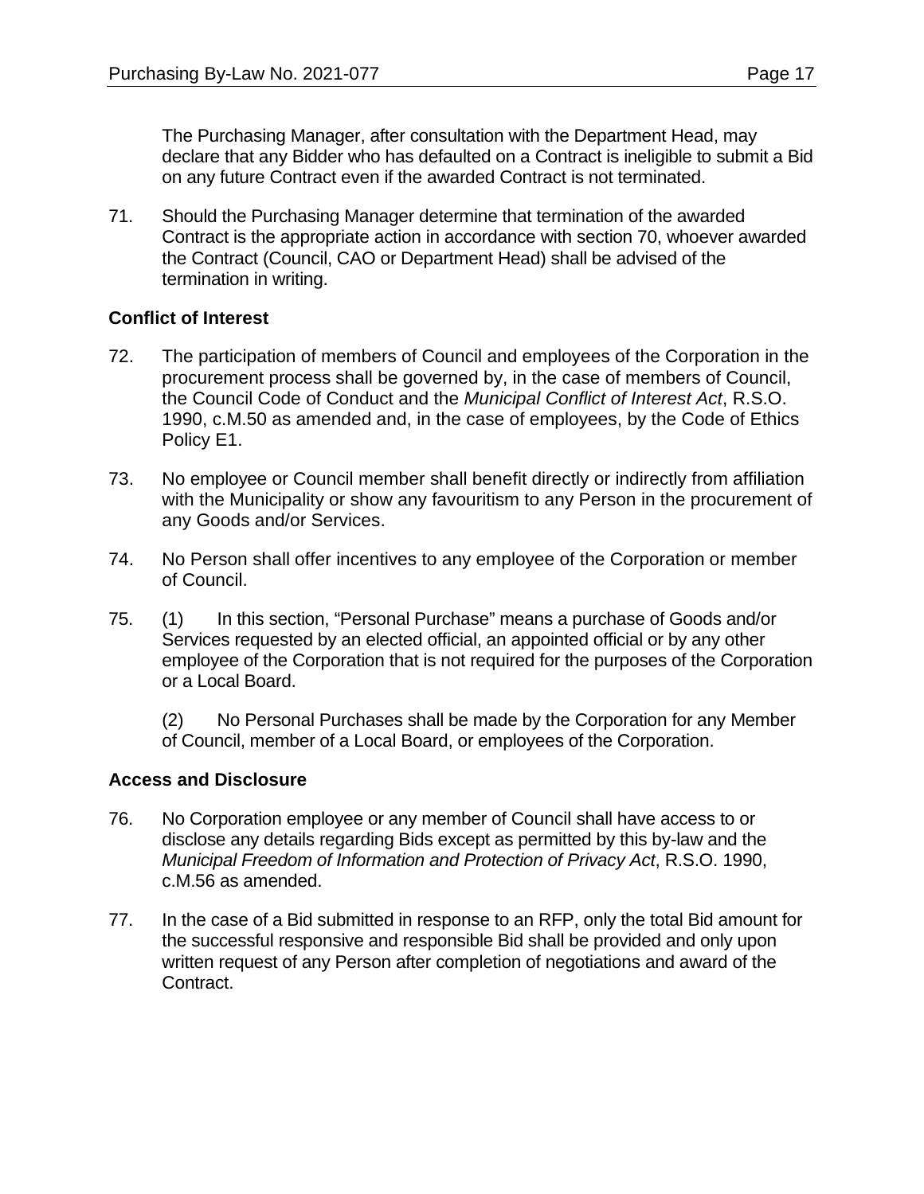The Purchasing Manager, after consultation with the Department Head, may declare that any Bidder who has defaulted on a Contract is ineligible to submit a Bid on any future Contract even if the awarded Contract is not terminated.

71. Should the Purchasing Manager determine that termination of the awarded Contract is the appropriate action in accordance with section 70, whoever awarded the Contract (Council, CAO or Department Head) shall be advised of the termination in writing.

**Conflict of Interest**

72. The participation of members of Council and employees of the Corporation in the procurement process shall be governed by, in the case of members of Council, the Council Code of Conduct and the *Municipal Conflict of Interest Act*, R.S.O. 1990, c.M.50 as amended and, in the case of employees, by the Code of Ethics Policy E1.

73. No employee or Council member shall benefit directly or indirectly from affiliation with the Municipality or show any favouritism to any Person in the procurement of any Goods and/or Services.

74. No Person shall offer incentives to any employee of the Corporation or member of Council.

75. (1) In this section, "Personal Purchase" means a purchase of Goods and/or Services requested by an elected official, an appointed official or by any other employee of the Corporation that is not required for the purposes of the Corporation or a Local Board.

(2) No Personal Purchases shall be made by the Corporation for any Member of Council, member of a Local Board, or employees of the Corporation.

**Access and Disclosure**

76. No Corporation employee or any member of Council shall have access to or disclose any details regarding Bids except as permitted by this by-law and the *Municipal Freedom of Information and Protection of Privacy Act*, R.S.O. 1990, c.M.56 as amended.

77. In the case of a Bid submitted in response to an RFP, only the total Bid amount for the successful responsive and responsible Bid shall be provided and only upon written request of any Person after completion of negotiations and award of the Contract.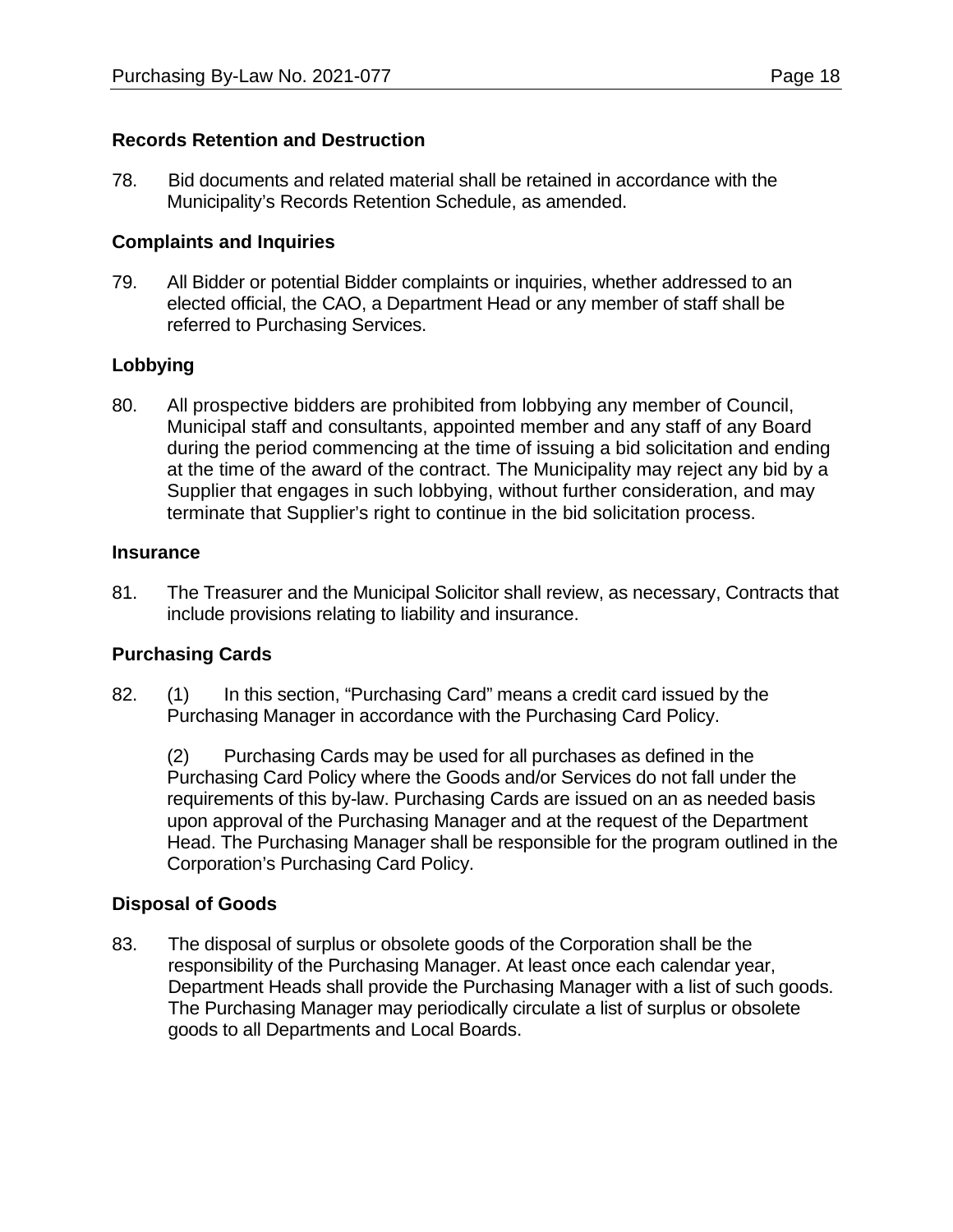### Records Retention and Destruction

78. Bid documents and related material shall be retained in accordance with the Municipality's Records Retention Schedule, as amended.

### Complaints and Inquiries

79. All Bidder or potential Bidder complaints or inquiries, whether addressed to an elected official, the CAO, a Department Head or any member of staff shall be referred to Purchasing Services.

### Lobbying

80. All prospective bidders are prohibited from lobbying any member of Council, Municipal staff and consultants, appointed member and any staff of any Board during the period commencing at the time of issuing a bid solicitation and ending at the time of the award of the contract. The Municipality may reject any bid by a Supplier that engages in such lobbying, without further consideration, and may terminate that Supplier's right to continue in the bid solicitation process.

### Insurance

81. The Treasurer and the Municipal Solicitor shall review, as necessary, Contracts that include provisions relating to liability and insurance.

### Purchasing Cards

82. (1) In this section, "Purchasing Card" means a credit card issued by the Purchasing Manager in accordance with the Purchasing Card Policy.

    (2) Purchasing Cards may be used for all purchases as defined in the Purchasing Card Policy where the Goods and/or Services do not fall under the requirements of this by-law. Purchasing Cards are issued on an as needed basis upon approval of the Purchasing Manager and at the request of the Department Head. The Purchasing Manager shall be responsible for the program outlined in the Corporation's Purchasing Card Policy.

### Disposal of Goods

83. The disposal of surplus or obsolete goods of the Corporation shall be the responsibility of the Purchasing Manager. At least once each calendar year, Department Heads shall provide the Purchasing Manager with a list of such goods. The Purchasing Manager may periodically circulate a list of surplus or obsolete goods to all Departments and Local Boards.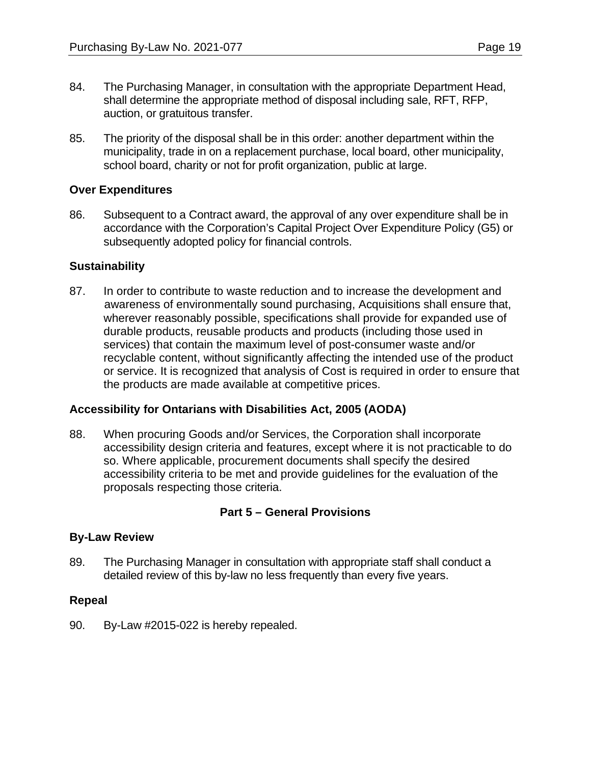84. The Purchasing Manager, in consultation with the appropriate Department Head, shall determine the appropriate method of disposal including sale, RFT, RFP, auction, or gratuitous transfer.

85. The priority of the disposal shall be in this order: another department within the municipality, trade in on a replacement purchase, local board, other municipality, school board, charity or not for profit organization, public at large.

### Over Expenditures

86. Subsequent to a Contract award, the approval of any over expenditure shall be in accordance with the Corporation's Capital Project Over Expenditure Policy (G5) or subsequently adopted policy for financial controls.

### Sustainability

87. In order to contribute to waste reduction and to increase the development and awareness of environmentally sound purchasing, Acquisitions shall ensure that, wherever reasonably possible, specifications shall provide for expanded use of durable products, reusable products and products (including those used in services) that contain the maximum level of post-consumer waste and/or recyclable content, without significantly affecting the intended use of the product or service. It is recognized that analysis of Cost is required in order to ensure that the products are made available at competitive prices.

### Accessibility for Ontarians with Disabilities Act, 2005 (AODA)

88. When procuring Goods and/or Services, the Corporation shall incorporate accessibility design criteria and features, except where it is not practicable to do so. Where applicable, procurement documents shall specify the desired accessibility criteria to be met and provide guidelines for the evaluation of the proposals respecting those criteria.

## Part 5 – General Provisions

### By-Law Review

89. The Purchasing Manager in consultation with appropriate staff shall conduct a detailed review of this by-law no less frequently than every five years.

### Repeal

90. By-Law #2015-022 is hereby repealed.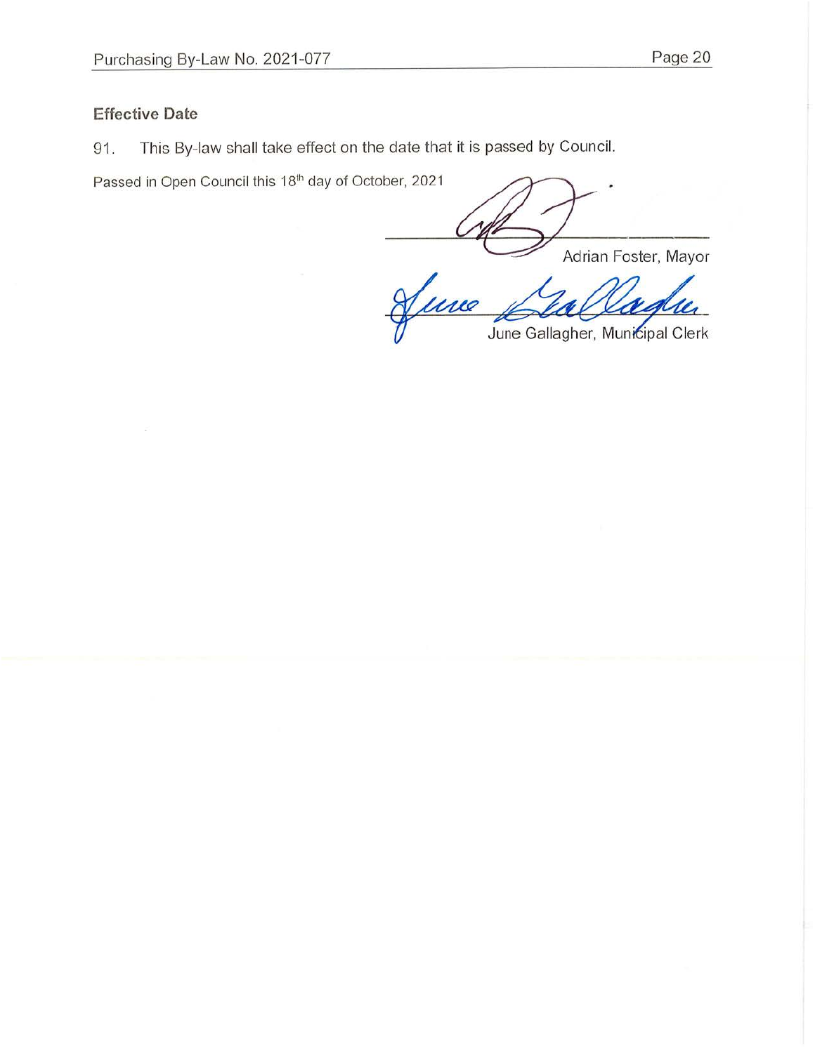### Effective Date

91. This By-law shall take effect on the date that it is passed by Council.

Passed in Open Council this 18th day of October, 2021

Adrian Foster, Mayor

June Gallagher, Municipal Clerk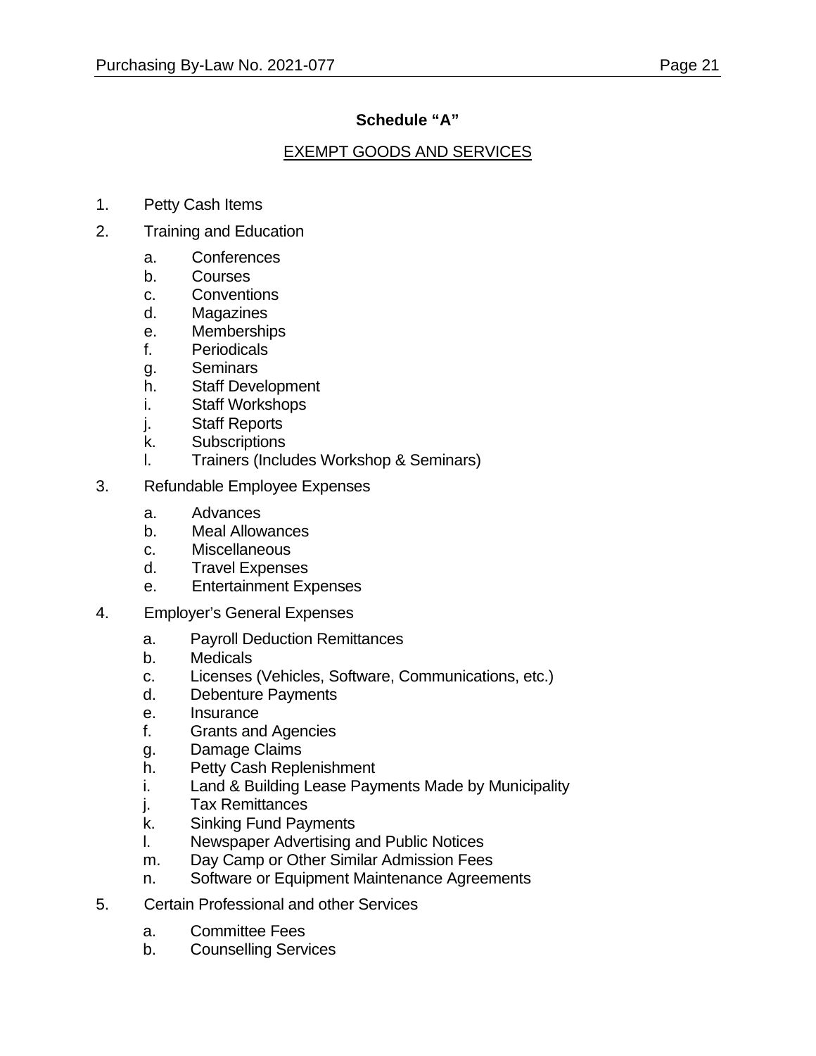## Schedule "A"

EXEMPT GOODS AND SERVICES

1. Petty Cash Items
2. Training and Education
    a. Conferences
    b. Courses
    c. Conventions
    d. Magazines
    e. Memberships
    f. Periodicals
    g. Seminars
    h. Staff Development
    i. Staff Workshops
    j. Staff Reports
    k. Subscriptions
    l. Trainers (Includes Workshop & Seminars)
3. Refundable Employee Expenses
    a. Advances
    b. Meal Allowances
    c. Miscellaneous
    d. Travel Expenses
    e. Entertainment Expenses
4. Employer's General Expenses
    a. Payroll Deduction Remittances
    b. Medicals
    c. Licenses (Vehicles, Software, Communications, etc.)
    d. Debenture Payments
    e. Insurance
    f. Grants and Agencies
    g. Damage Claims
    h. Petty Cash Replenishment
    i. Land & Building Lease Payments Made by Municipality
    j. Tax Remittances
    k. Sinking Fund Payments
    l. Newspaper Advertising and Public Notices
    m. Day Camp or Other Similar Admission Fees
    n. Software or Equipment Maintenance Agreements
5. Certain Professional and other Services
    a. Committee Fees
    b. Counselling Services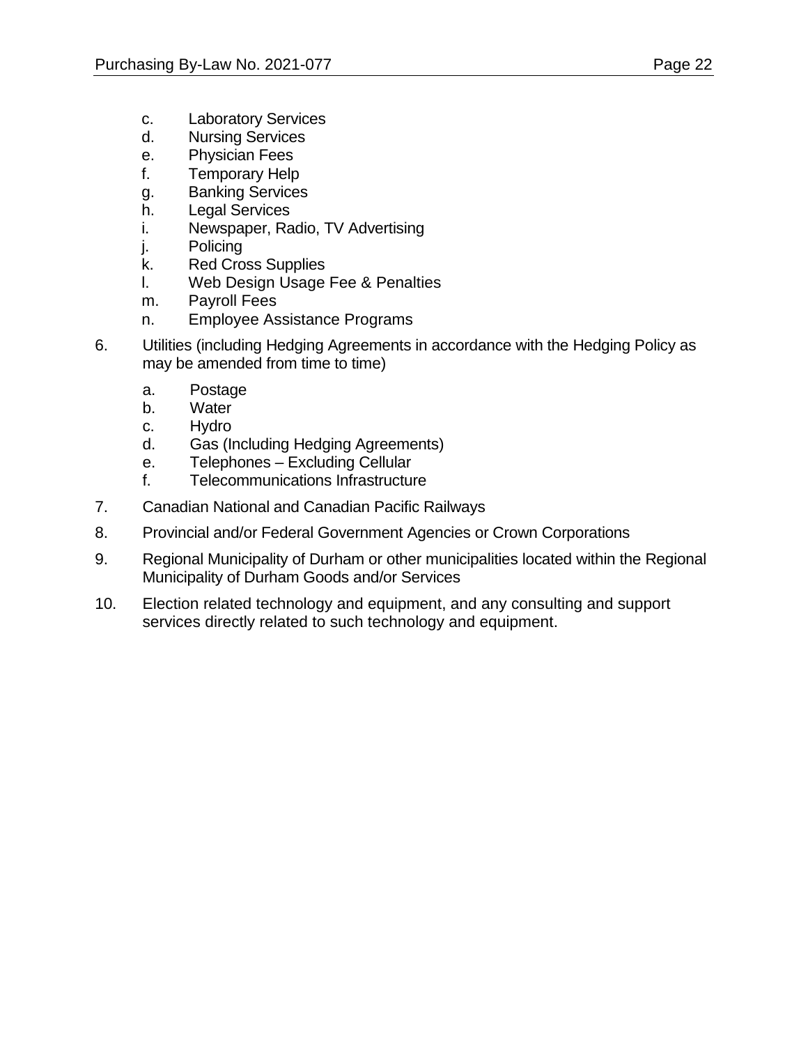c. Laboratory Services
   d. Nursing Services
   e. Physician Fees
   f. Temporary Help
   g. Banking Services
   h. Legal Services
   i. Newspaper, Radio, TV Advertising
   j. Policing
   k. Red Cross Supplies
   l. Web Design Usage Fee & Penalties
   m. Payroll Fees
   n. Employee Assistance Programs

6. Utilities (including Hedging Agreements in accordance with the Hedging Policy as may be amended from time to time)

   a. Postage
   b. Water
   c. Hydro
   d. Gas (Including Hedging Agreements)
   e. Telephones – Excluding Cellular
   f. Telecommunications Infrastructure

7. Canadian National and Canadian Pacific Railways

8. Provincial and/or Federal Government Agencies or Crown Corporations

9. Regional Municipality of Durham or other municipalities located within the Regional Municipality of Durham Goods and/or Services

10. Election related technology and equipment, and any consulting and support services directly related to such technology and equipment.